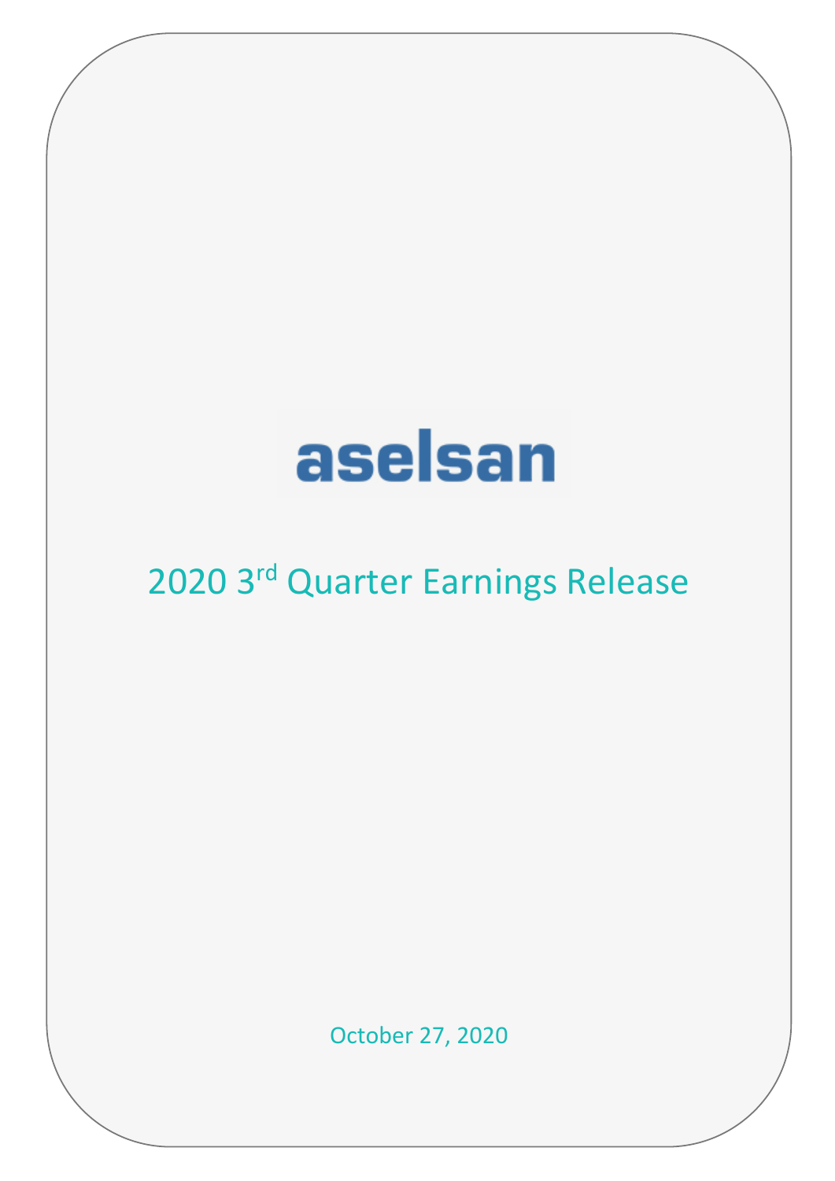aselsan

# 2020 3rd Quarter Earnings Release

October 27, 2020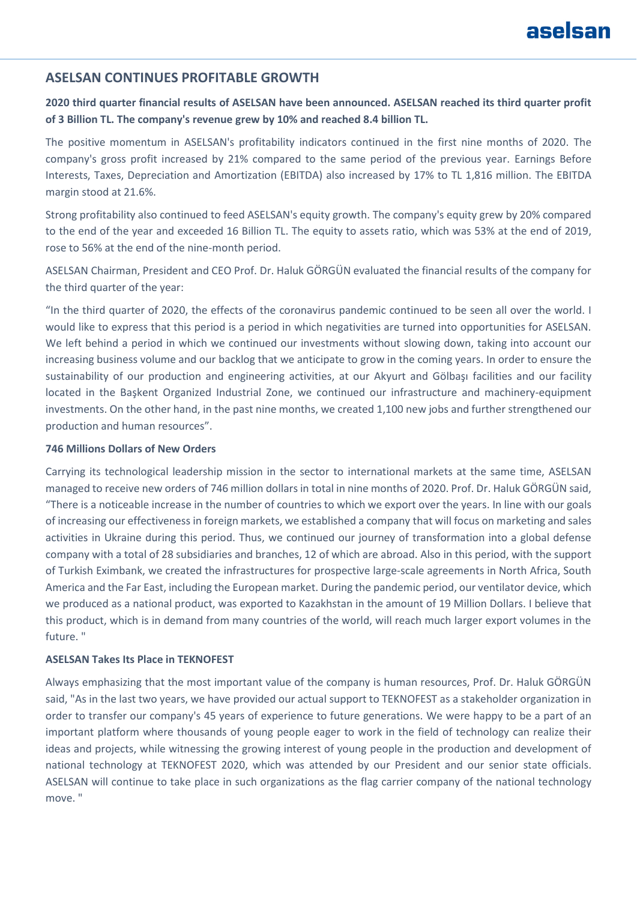## ASELSAN CONTINUES PROFITABLE GROWTH

**2020 third quarter financial results of ASELSAN have been announced. ASELSAN reached its third quarter profit of 3 Billion TL. The company's revenue grew by 10% and reached 8.4 billion TL.**

The positive momentum in ASELSAN's profitability indicators continued in the first nine months of 2020. The company's gross profit increased by 21% compared to the same period of the previous year. Earnings Before Interests, Taxes, Depreciation and Amortization (EBITDA) also increased by 17% to TL 1,816 million. The EBITDA margin stood at 21.6%.

Strong profitability also continued to feed ASELSAN's equity growth. The company's equity grew by 20% compared to the end of the year and exceeded 16 Billion TL. The equity to assets ratio, which was 53% at the end of 2019, rose to 56% at the end of the nine-month period.

ASELSAN Chairman, President and CEO Prof. Dr. Haluk GÖRGÜN evaluated the financial results of the company for the third quarter of the year:

"In the third quarter of 2020, the effects of the coronavirus pandemic continued to be seen all over the world. I would like to express that this period is a period in which negativities are turned into opportunities for ASELSAN. We left behind a period in which we continued our investments without slowing down, taking into account our increasing business volume and our backlog that we anticipate to grow in the coming years. In order to ensure the sustainability of our production and engineering activities, at our Akyurt and Gölbaşı facilities and our facility located in the Başkent Organized Industrial Zone, we continued our infrastructure and machinery-equipment investments. On the other hand, in the past nine months, we created 1,100 new jobs and further strengthened our production and human resources".

### 746 Millions Dollars of New Orders

Carrying its technological leadership mission in the sector to international markets at the same time, ASELSAN managed to receive new orders of 746 million dollars in total in nine months of 2020. Prof. Dr. Haluk GÖRGÜN said, "There is a noticeable increase in the number of countries to which we export over the years. In line with our goals of increasing our effectiveness in foreign markets, we established a company that will focus on marketing and sales activities in Ukraine during this period. Thus, we continued our journey of transformation into a global defense company with a total of 28 subsidiaries and branches, 12 of which are abroad. Also in this period, with the support of Turkish Eximbank, we created the infrastructures for prospective large-scale agreements in North Africa, South America and the Far East, including the European market. During the pandemic period, our ventilator device, which we produced as a national product, was exported to Kazakhstan in the amount of 19 Million Dollars. I believe that this product, which is in demand from many countries of the world, will reach much larger export volumes in the future. "

### ASELSAN Takes Its Place in TEKNOFEST

Always emphasizing that the most important value of the company is human resources, Prof. Dr. Haluk GÖRGÜN said, "As in the last two years, we have provided our actual support to TEKNOFEST as a stakeholder organization in order to transfer our company's 45 years of experience to future generations. We were happy to be a part of an important platform where thousands of young people eager to work in the field of technology can realize their ideas and projects, while witnessing the growing interest of young people in the production and development of national technology at TEKNOFEST 2020, which was attended by our President and our senior state officials. ASELSAN will continue to take place in such organizations as the flag carrier company of the national technology move. "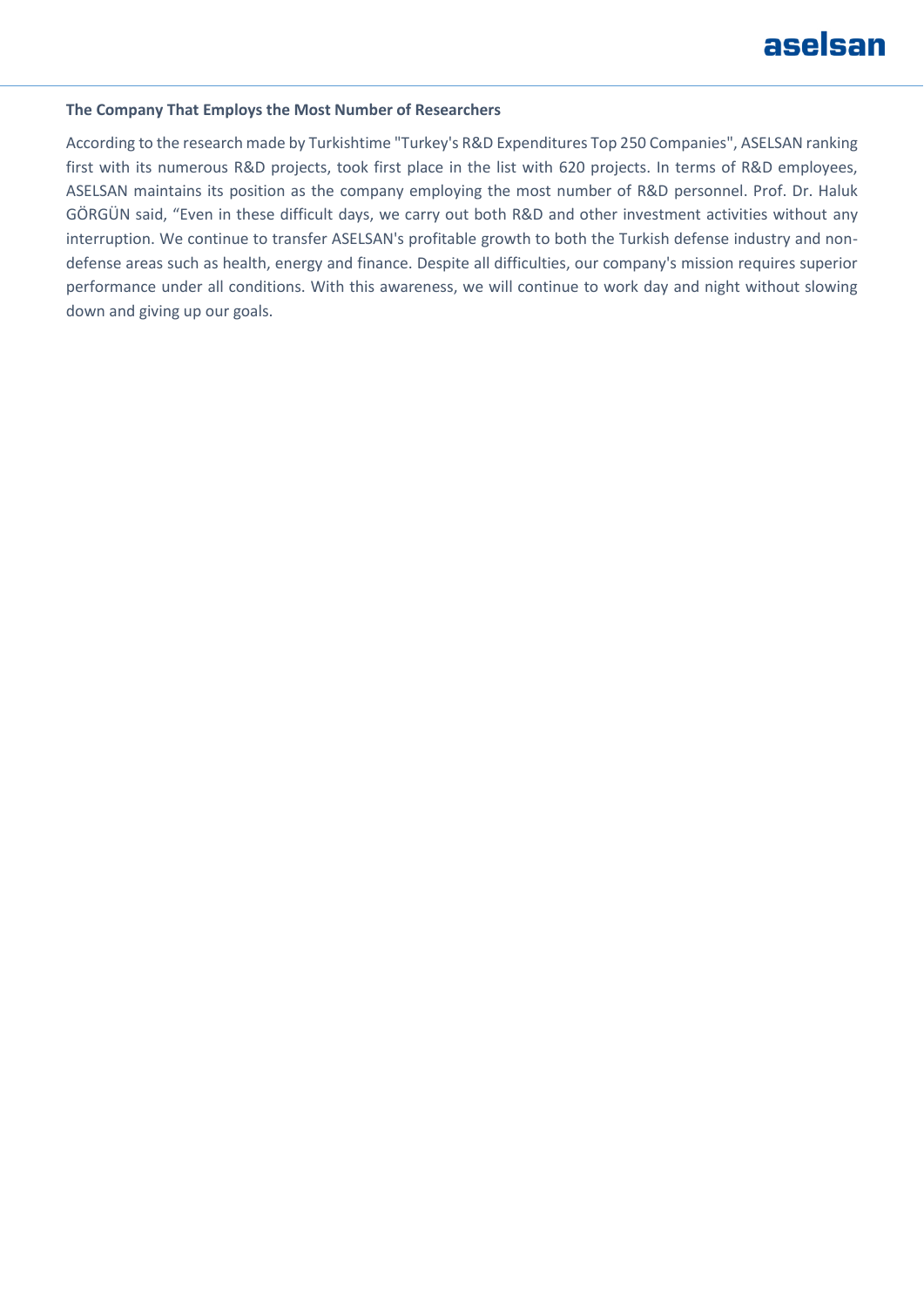**The Company That Employs the Most Number of Researchers**

According to the research made by Turkishtime "Turkey's R&D Expenditures Top 250 Companies", ASELSAN ranking first with its numerous R&D projects, took first place in the list with 620 projects. In terms of R&D employees, ASELSAN maintains its position as the company employing the most number of R&D personnel. Prof. Dr. Haluk GÖRGÜN said, “Even in these difficult days, we carry out both R&D and other investment activities without any interruption. We continue to transfer ASELSAN's profitable growth to both the Turkish defense industry and non-defense areas such as health, energy and finance. Despite all difficulties, our company's mission requires superior performance under all conditions. With this awareness, we will continue to work day and night without slowing down and giving up our goals.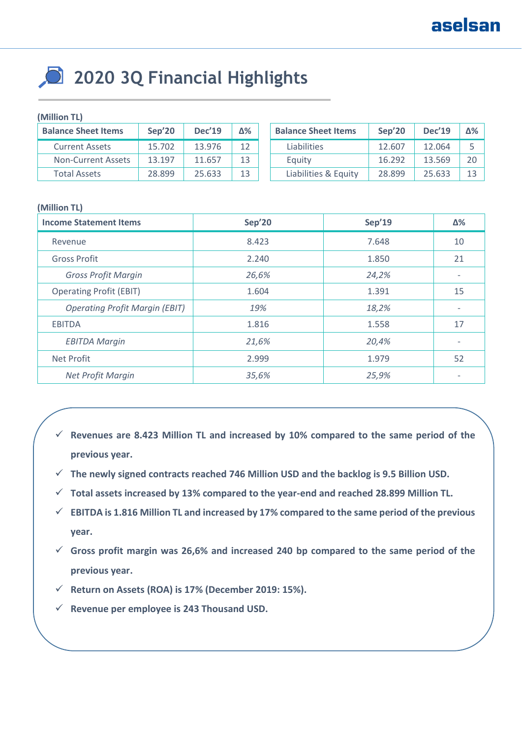# 2020 3Q Financial Highlights

(Million TL)

| Balance Sheet Items | Sep'20 | Dec'19 | Δ% |
|---|---|---|---|
| Current Assets | 15.702 | 13.976 | 12 |
| Non-Current Assets | 13.197 | 11.657 | 13 |
| Total Assets | 28.899 | 25.633 | 13 |

| Balance Sheet Items | Sep'20 | Dec'19 | Δ% |
|---|---|---|---|
| Liabilities | 12.607 | 12.064 | 5 |
| Equity | 16.292 | 13.569 | 20 |
| Liabilities & Equity | 28.899 | 25.633 | 13 |

(Million TL)

| Income Statement Items | Sep'20 | Sep'19 | Δ% |
|---|---|---|---|
| Revenue | 8.423 | 7.648 | 10 |
| Gross Profit | 2.240 | 1.850 | 21 |
| *Gross Profit Margin* | *26,6%* | *24,2%* | - |
| Operating Profit (EBIT) | 1.604 | 1.391 | 15 |
| *Operating Profit Margin (EBIT)* | *19%* | *18,2%* | - |
| EBITDA | 1.816 | 1.558 | 17 |
| *EBITDA Margin* | *21,6%* | *20,4%* | - |
| Net Profit | 2.999 | 1.979 | 52 |
| *Net Profit Margin* | *35,6%* | *25,9%* | - |

- ✓ **Revenues are 8.423 Million TL and increased by 10% compared to the same period of the previous year.**
- ✓ **The newly signed contracts reached 746 Million USD and the backlog is 9.5 Billion USD.**
- ✓ **Total assets increased by 13% compared to the year-end and reached 28.899 Million TL.**
- ✓ **EBITDA is 1.816 Million TL and increased by 17% compared to the same period of the previous year.**
- ✓ **Gross profit margin was 26,6% and increased 240 bp compared to the same period of the previous year.**
- ✓ **Return on Assets (ROA) is 17% (December 2019: 15%).**
- ✓ **Revenue per employee is 243 Thousand USD.**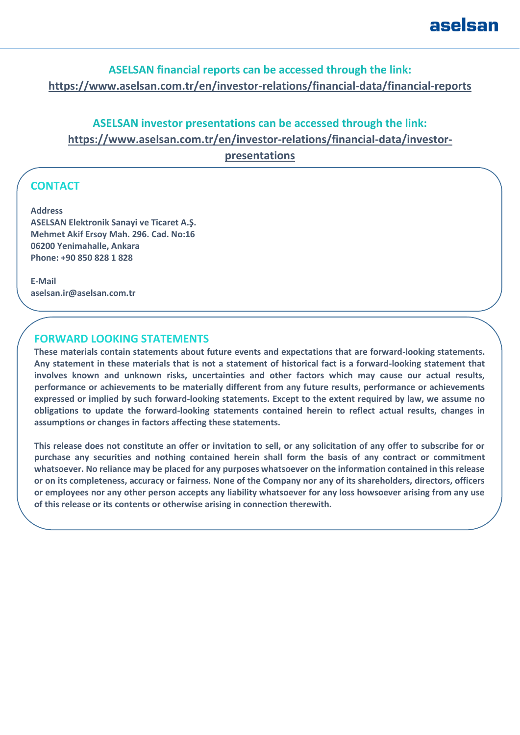**ASELSAN financial reports can be accessed through the link:**
**https://www.aselsan.com.tr/en/investor-relations/financial-data/financial-reports**

**ASELSAN investor presentations can be accessed through the link:**
**https://www.aselsan.com.tr/en/investor-relations/financial-data/investor-presentations**

## CONTACT

**Address**
**ASELSAN Elektronik Sanayi ve Ticaret A.Ş.**
**Mehmet Akif Ersoy Mah. 296. Cad. No:16**
**06200 Yenimahalle, Ankara**
**Phone: +90 850 828 1 828**

**E-Mail**
**aselsan.ir@aselsan.com.tr**

## FORWARD LOOKING STATEMENTS

**These materials contain statements about future events and expectations that are forward-looking statements. Any statement in these materials that is not a statement of historical fact is a forward-looking statement that involves known and unknown risks, uncertainties and other factors which may cause our actual results, performance or achievements to be materially different from any future results, performance or achievements expressed or implied by such forward-looking statements. Except to the extent required by law, we assume no obligations to update the forward-looking statements contained herein to reflect actual results, changes in assumptions or changes in factors affecting these statements.**

**This release does not constitute an offer or invitation to sell, or any solicitation of any offer to subscribe for or purchase any securities and nothing contained herein shall form the basis of any contract or commitment whatsoever. No reliance may be placed for any purposes whatsoever on the information contained in this release or on its completeness, accuracy or fairness. None of the Company nor any of its shareholders, directors, officers or employees nor any other person accepts any liability whatsoever for any loss howsoever arising from any use of this release or its contents or otherwise arising in connection therewith.**